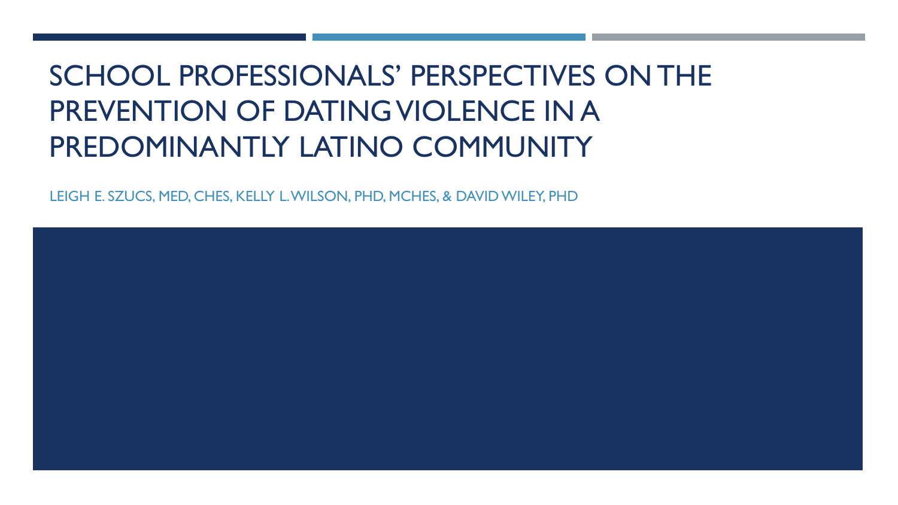# SCHOOL PROFESSIONALS' PERSPECTIVES ON THE PREVENTION OF DATING VIOLENCE IN A PREDOMINANTLY LATINO COMMUNITY

LEIGH E. SZUCS, MED, CHES, KELLY L. WILSON, PHD, MCHES, & DAVID WILEY, PHD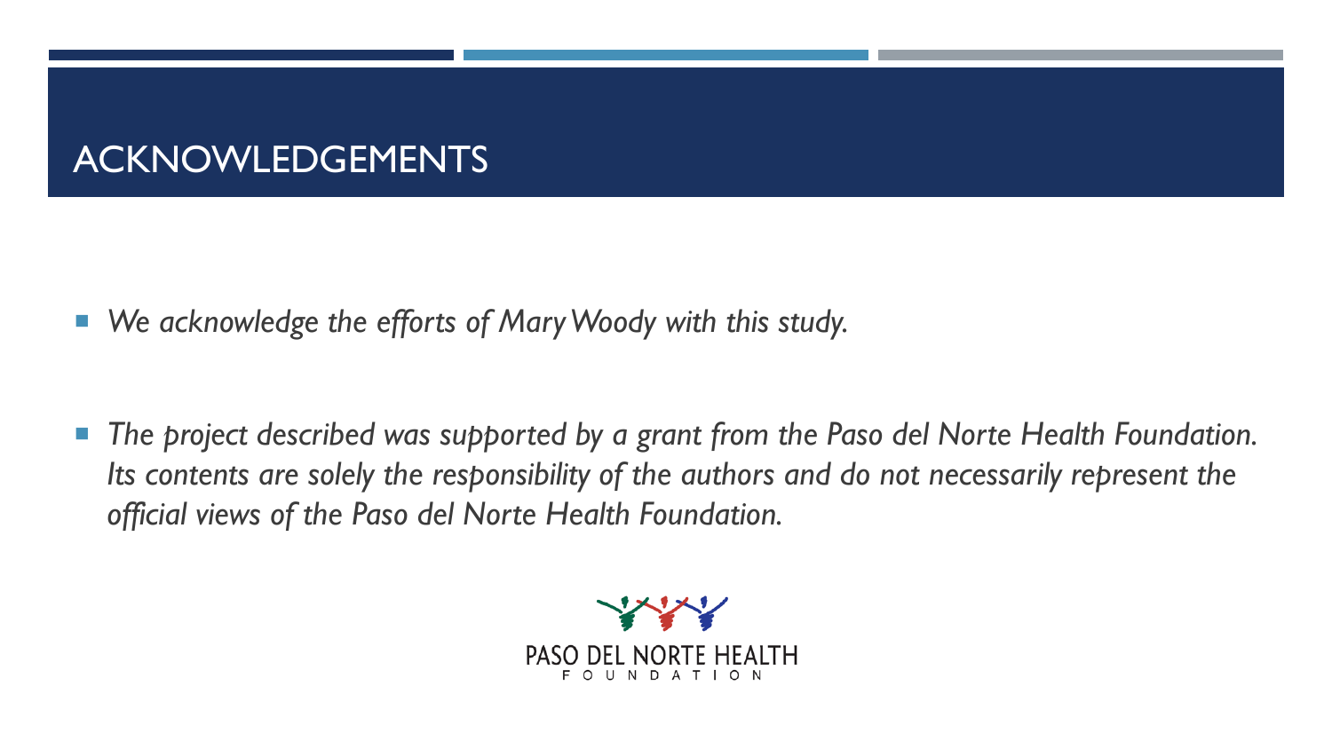# ACKNOWLEDGEMENTS

- *We acknowledge the efforts of Mary Woody with this study.*
- *The project described was supported by a grant from the Paso del Norte Health Foundation. Its contents are solely the responsibility of the authors and do not necessarily represent the official views of the Paso del Norte Health Foundation.*

PASO DEL NORTE HEALTH FOUNDATION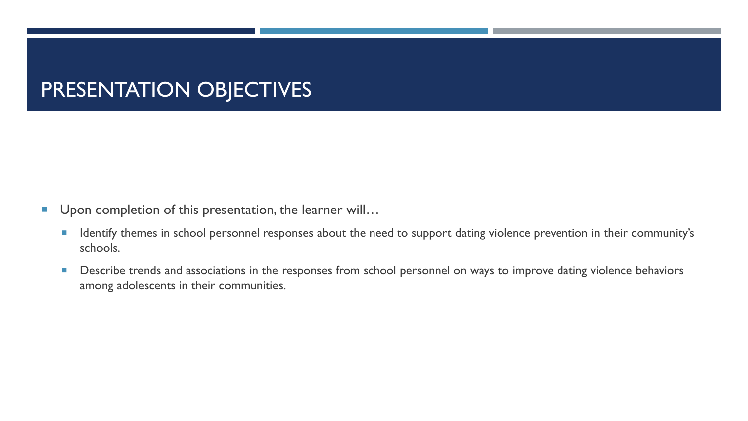# PRESENTATION OBJECTIVES

- Upon completion of this presentation, the learner will…
  - Identify themes in school personnel responses about the need to support dating violence prevention in their community's schools.
  - Describe trends and associations in the responses from school personnel on ways to improve dating violence behaviors among adolescents in their communities.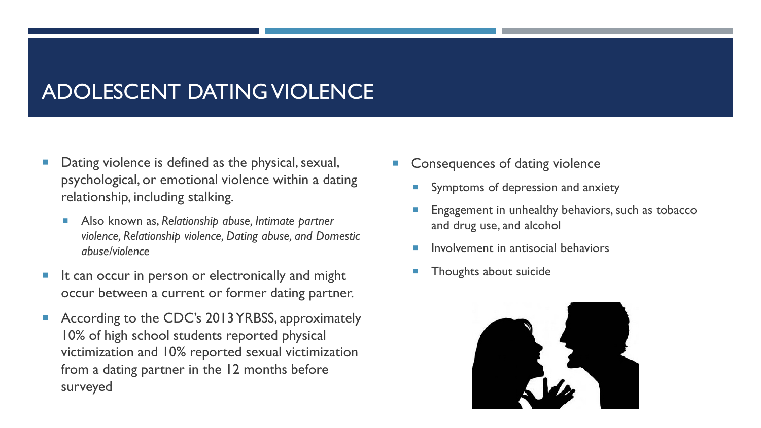# ADOLESCENT DATING VIOLENCE

- Dating violence is defined as the physical, sexual, psychological, or emotional violence within a dating relationship, including stalking.
  - Also known as, *Relationship abuse, Intimate partner violence, Relationship violence, Dating abuse, and Domestic abuse/violence*
- It can occur in person or electronically and might occur between a current or former dating partner.
- According to the CDC's 2013 YRBSS, approximately 10% of high school students reported physical victimization and 10% reported sexual victimization from a dating partner in the 12 months before surveyed

- Consequences of dating violence
  - Symptoms of depression and anxiety
  - Engagement in unhealthy behaviors, such as tobacco and drug use, and alcohol
  - Involvement in antisocial behaviors
  - Thoughts about suicide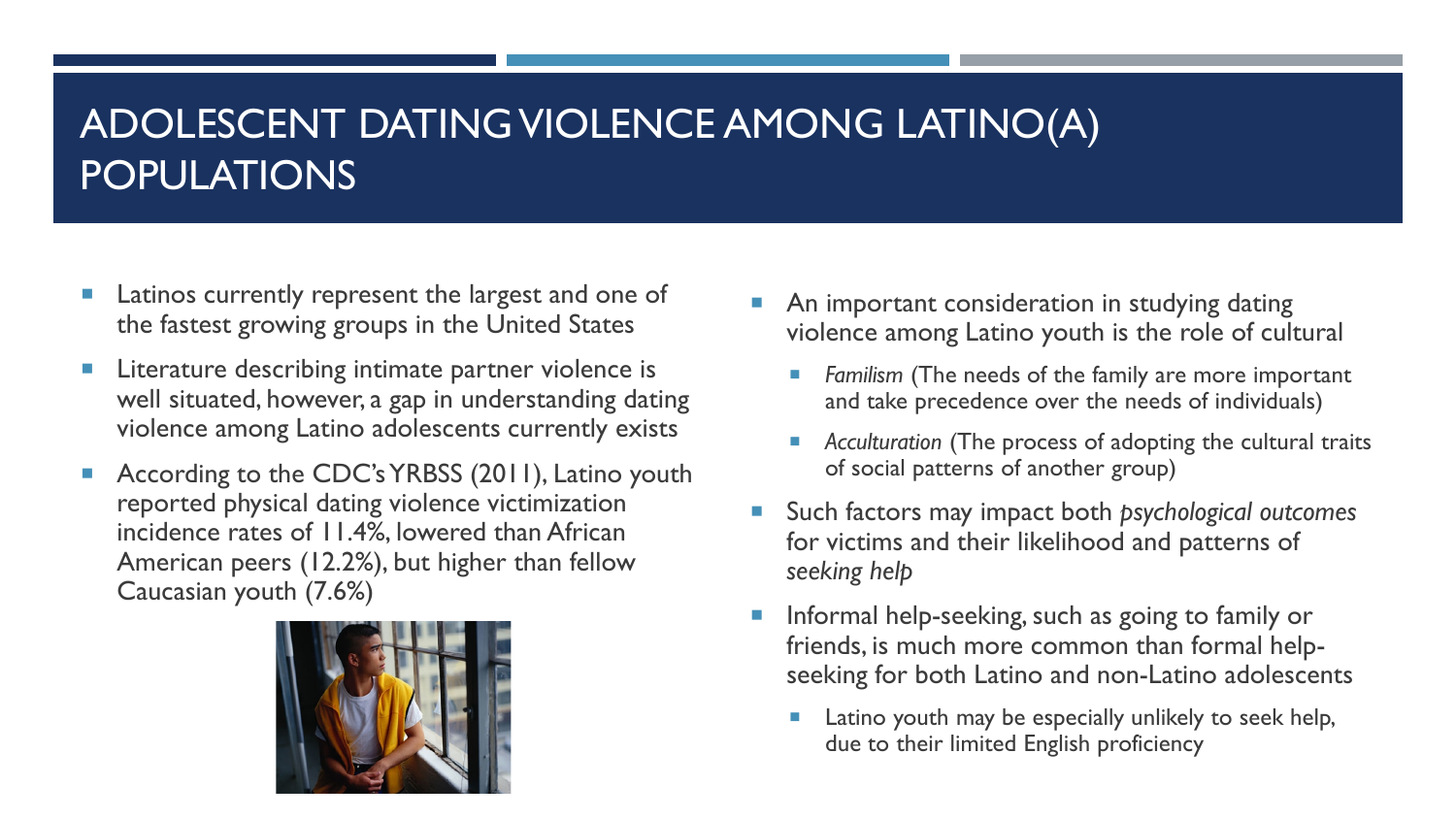# ADOLESCENT DATING VIOLENCE AMONG LATINO(A) POPULATIONS

- Latinos currently represent the largest and one of the fastest growing groups in the United States
- Literature describing intimate partner violence is well situated, however, a gap in understanding dating violence among Latino adolescents currently exists
- According to the CDC's YRBSS (2011), Latino youth reported physical dating violence victimization incidence rates of 11.4%, lowered than African American peers (12.2%), but higher than fellow Caucasian youth (7.6%)
- An important consideration in studying dating violence among Latino youth is the role of cultural
  - *Familism* (The needs of the family are more important and take precedence over the needs of individuals)
  - *Acculturation* (The process of adopting the cultural traits of social patterns of another group)
- Such factors may impact both *psychological outcomes* for victims and their likelihood and patterns of *seeking help*
- Informal help-seeking, such as going to family or friends, is much more common than formal help-seeking for both Latino and non-Latino adolescents
  - Latino youth may be especially unlikely to seek help, due to their limited English proficiency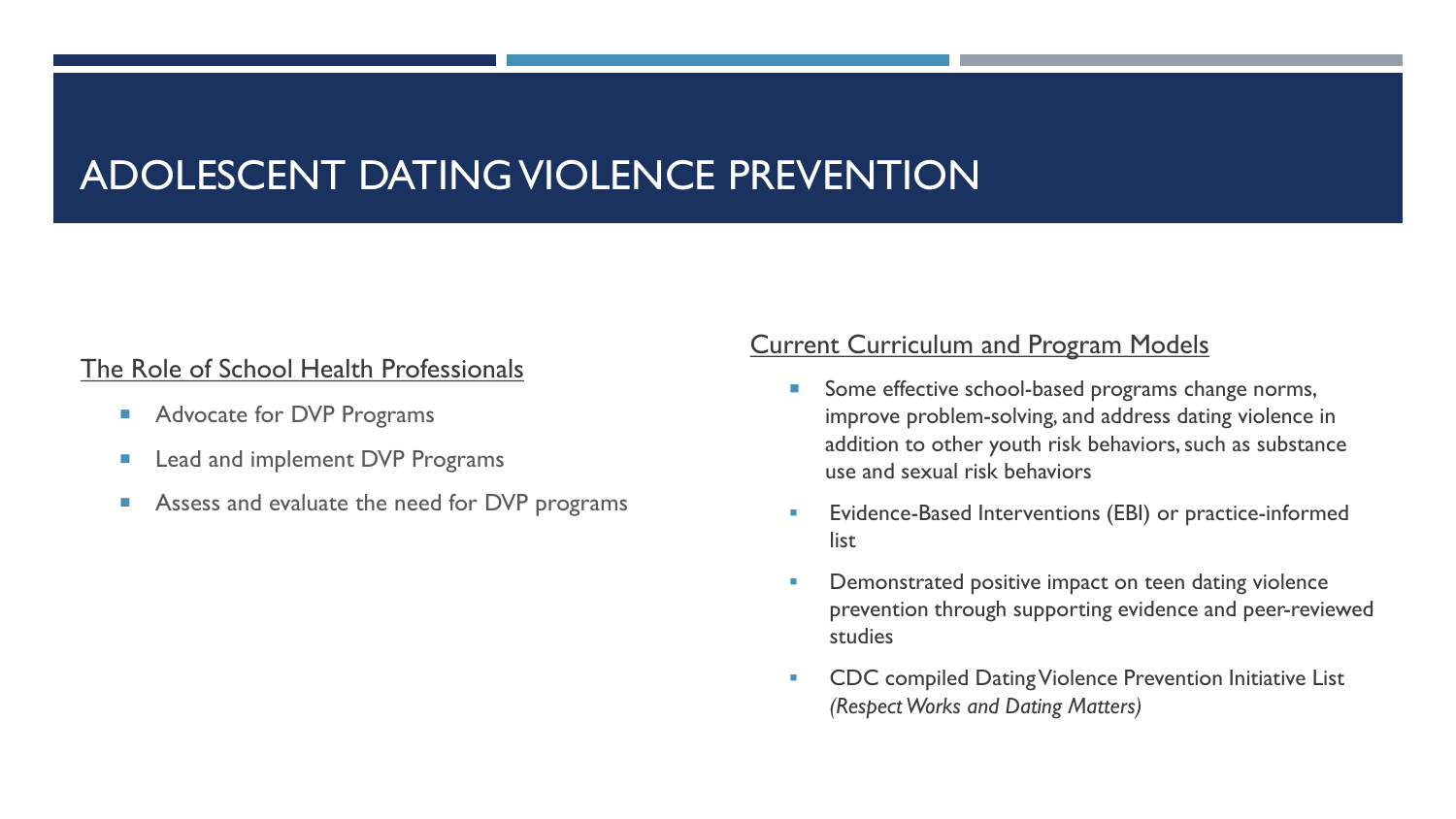# ADOLESCENT DATING VIOLENCE PREVENTION

## The Role of School Health Professionals

- Advocate for DVP Programs
- Lead and implement DVP Programs
- Assess and evaluate the need for DVP programs

## Current Curriculum and Program Models

- Some effective school-based programs change norms, improve problem-solving, and address dating violence in addition to other youth risk behaviors, such as substance use and sexual risk behaviors
- Evidence-Based Interventions (EBI) or practice-informed list
- Demonstrated positive impact on teen dating violence prevention through supporting evidence and peer-reviewed studies
- CDC compiled Dating Violence Prevention Initiative List *(Respect Works and Dating Matters)*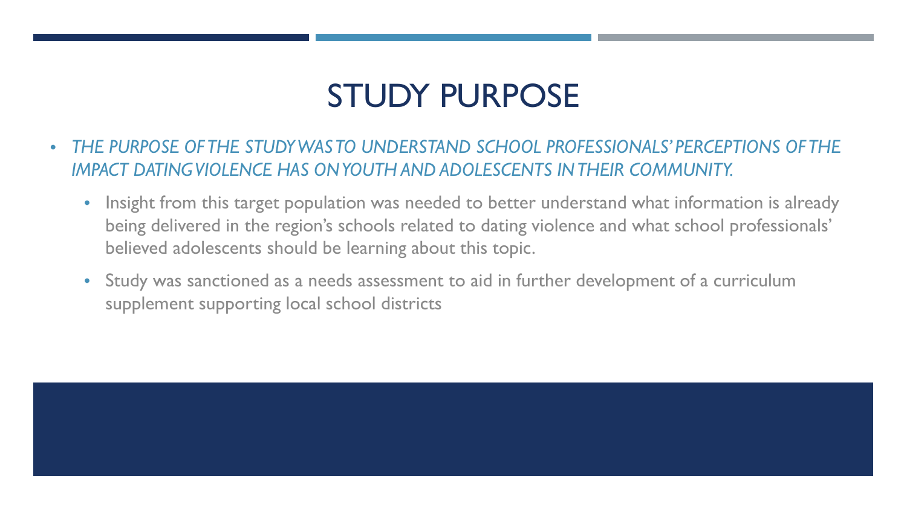# STUDY PURPOSE

- *THE PURPOSE OF THE STUDY WAS TO UNDERSTAND SCHOOL PROFESSIONALS' PERCEPTIONS OF THE IMPACT DATING VIOLENCE HAS ON YOUTH AND ADOLESCENTS IN THEIR COMMUNITY.*
  - Insight from this target population was needed to better understand what information is already being delivered in the region's schools related to dating violence and what school professionals' believed adolescents should be learning about this topic.
  - Study was sanctioned as a needs assessment to aid in further development of a curriculum supplement supporting local school districts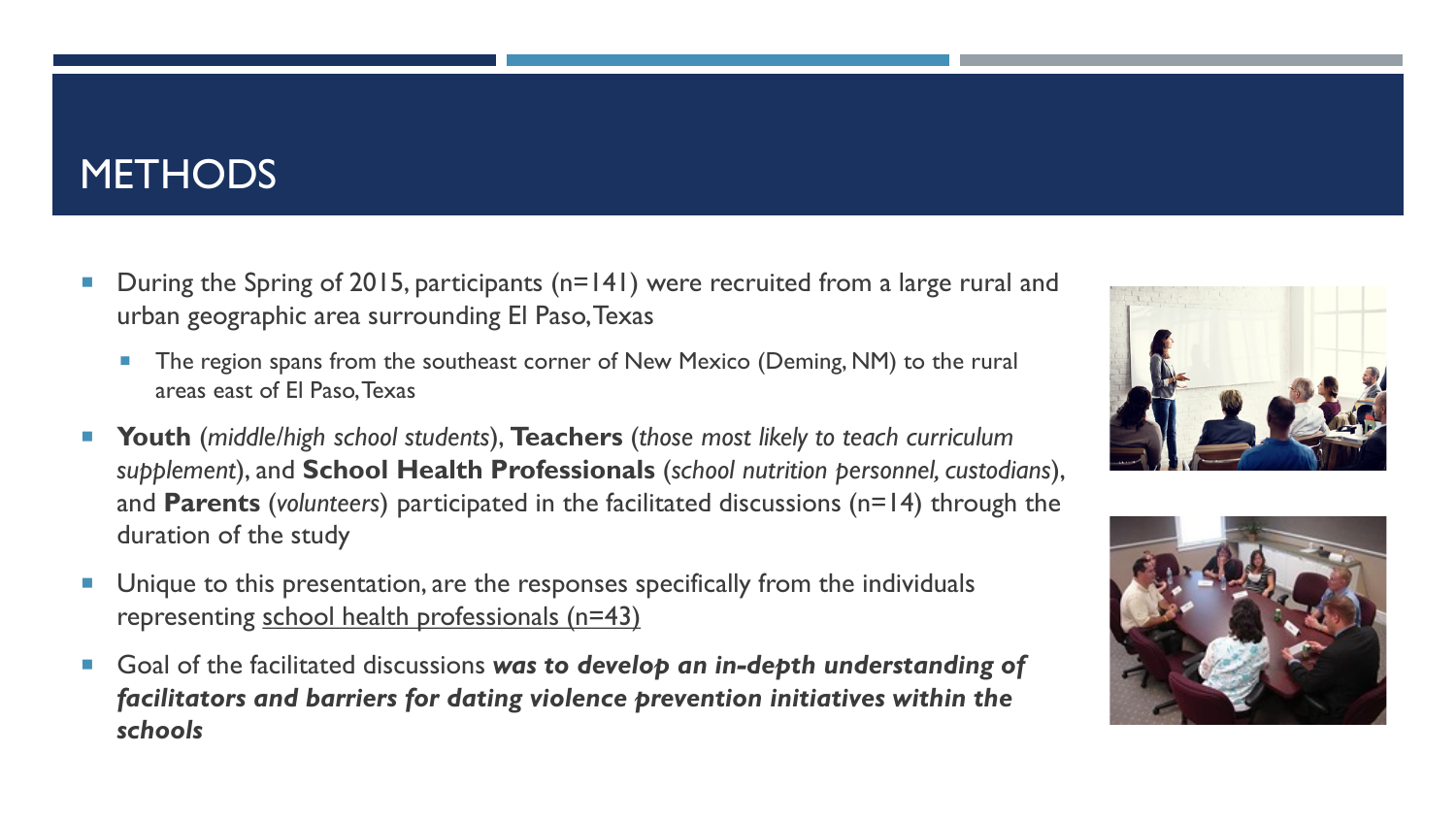# METHODS

- During the Spring of 2015, participants (n=141) were recruited from a large rural and urban geographic area surrounding El Paso, Texas
  - The region spans from the southeast corner of New Mexico (Deming, NM) to the rural areas east of El Paso, Texas
- **Youth** (*middle/high school students*), **Teachers** (*those most likely to teach curriculum supplement*), and **School Health Professionals** (*school nutrition personnel, custodians*), and **Parents** (*volunteers*) participated in the facilitated discussions (n=14) through the duration of the study
- Unique to this presentation, are the responses specifically from the individuals representing school health professionals (n=43)
- Goal of the facilitated discussions ***was to develop an in-depth understanding of facilitators and barriers for dating violence prevention initiatives within the schools***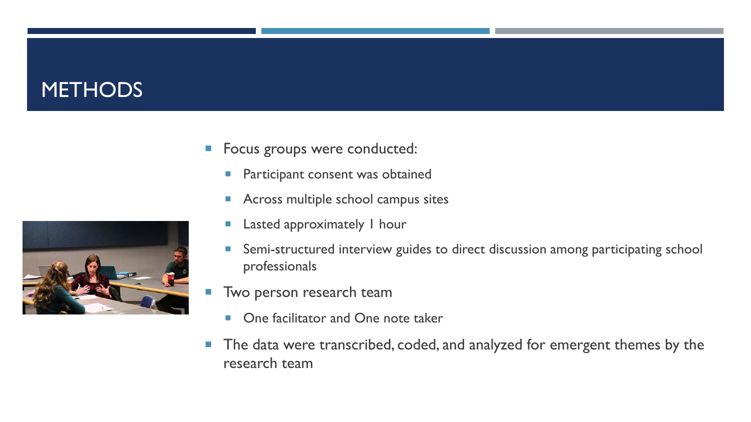# METHODS

- Focus groups were conducted:
  - Participant consent was obtained
  - Across multiple school campus sites
  - Lasted approximately 1 hour
  - Semi-structured interview guides to direct discussion among participating school professionals
- Two person research team
  - One facilitator and One note taker
- The data were transcribed, coded, and analyzed for emergent themes by the research team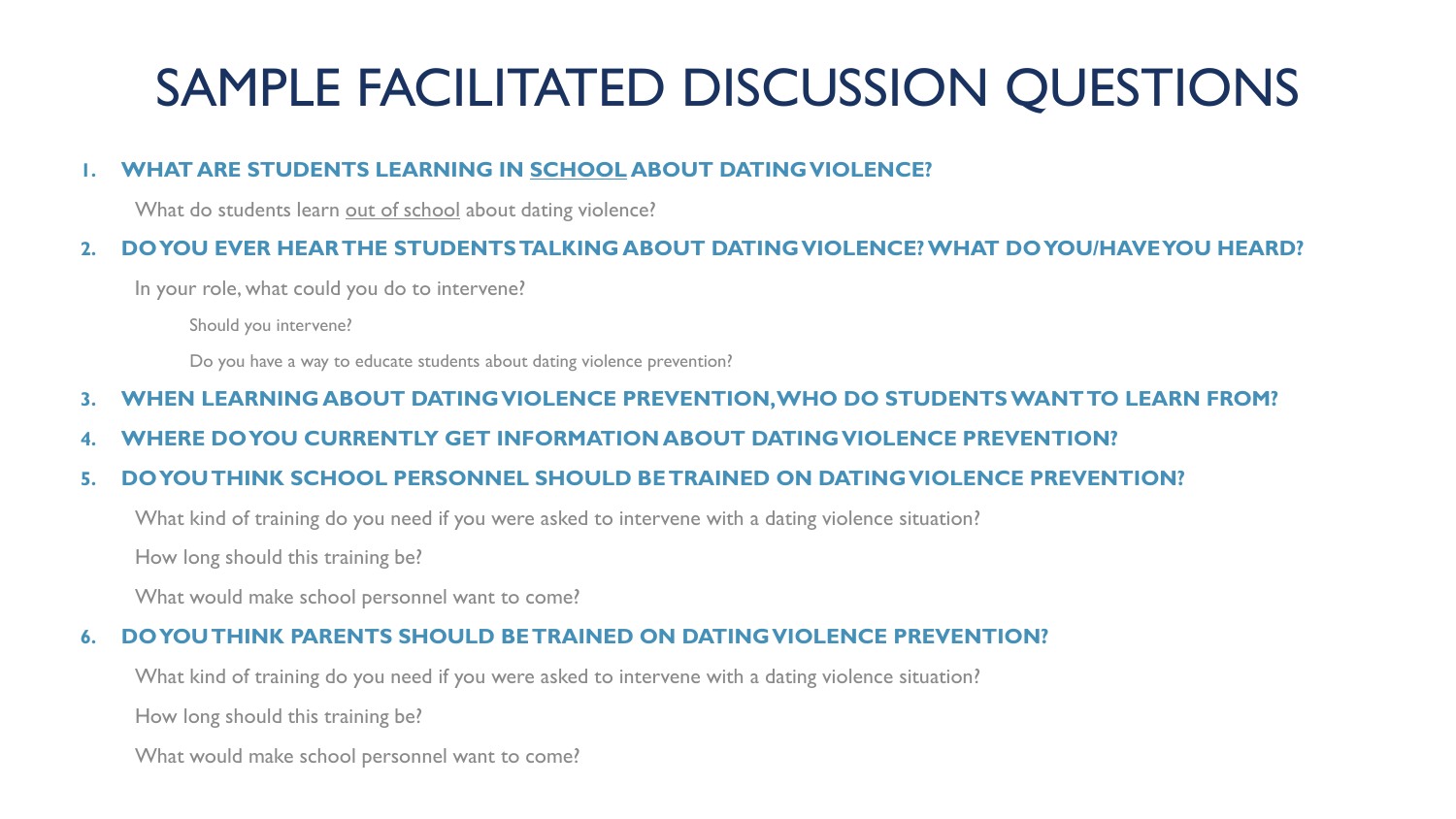# SAMPLE FACILITATED DISCUSSION QUESTIONS

1. **WHAT ARE STUDENTS LEARNING IN <u>SCHOOL</u> ABOUT DATING VIOLENCE?**
   - What do students learn <u>out of school</u> about dating violence?
2. **DO YOU EVER HEAR THE STUDENTS TALKING ABOUT DATING VIOLENCE? WHAT DO YOU/HAVE YOU HEARD?**
   - In your role, what could you do to intervene?
     - Should you intervene?
     - Do you have a way to educate students about dating violence prevention?
3. **WHEN LEARNING ABOUT DATING VIOLENCE PREVENTION, WHO DO STUDENTS WANT TO LEARN FROM?**
4. **WHERE DO YOU CURRENTLY GET INFORMATION ABOUT DATING VIOLENCE PREVENTION?**
5. **DO YOU THINK SCHOOL PERSONNEL SHOULD BE TRAINED ON DATING VIOLENCE PREVENTION?**
   - What kind of training do you need if you were asked to intervene with a dating violence situation?
   - How long should this training be?
   - What would make school personnel want to come?
6. **DO YOU THINK PARENTS SHOULD BE TRAINED ON DATING VIOLENCE PREVENTION?**
   - What kind of training do you need if you were asked to intervene with a dating violence situation?
   - How long should this training be?
   - What would make school personnel want to come?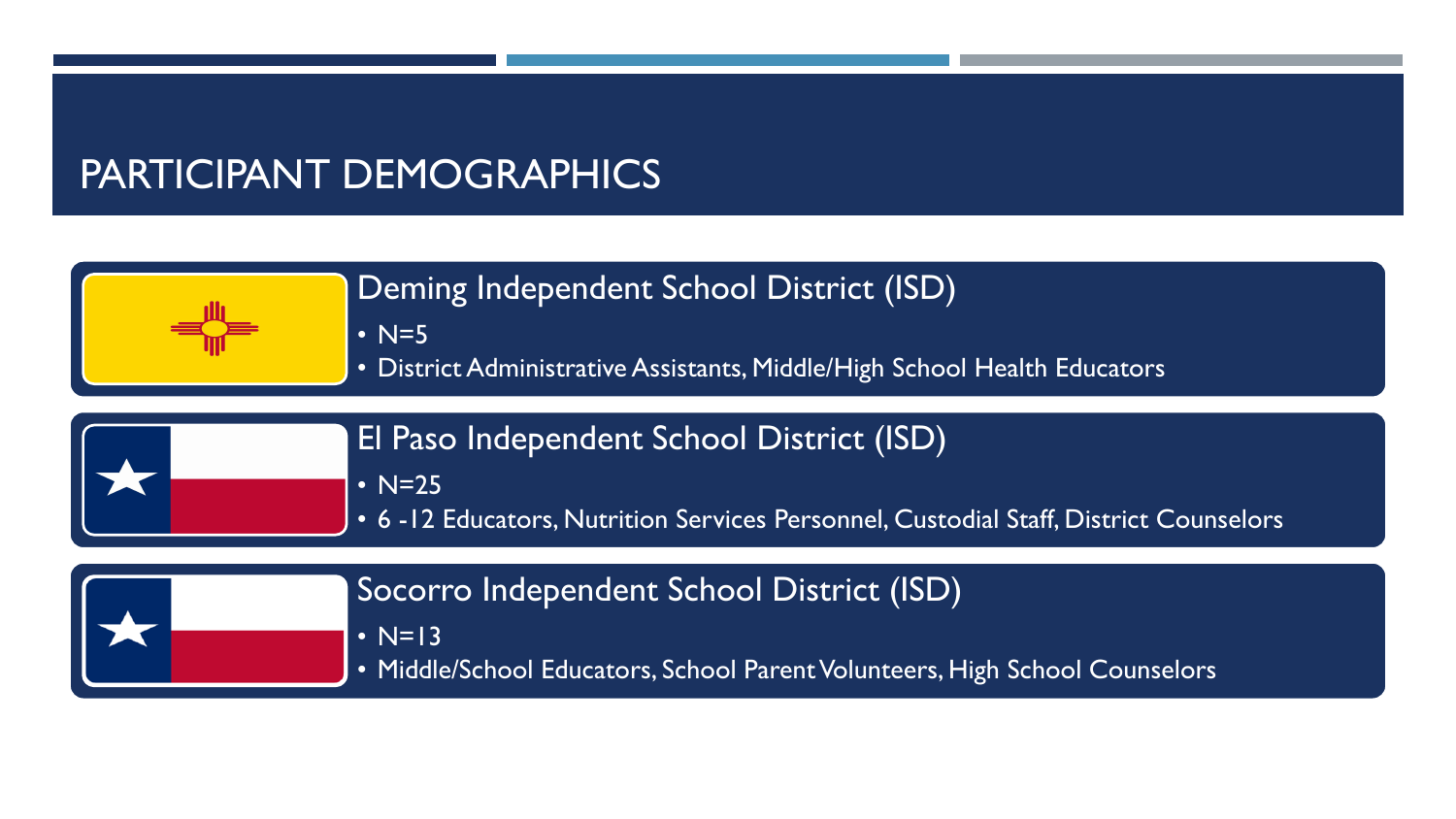# PARTICIPANT DEMOGRAPHICS

## Deming Independent School District (ISD)

- N=5
- District Administrative Assistants, Middle/High School Health Educators

## El Paso Independent School District (ISD)

- N=25
- 6 -12 Educators, Nutrition Services Personnel, Custodial Staff, District Counselors

## Socorro Independent School District (ISD)

- N=13
- Middle/School Educators, School Parent Volunteers, High School Counselors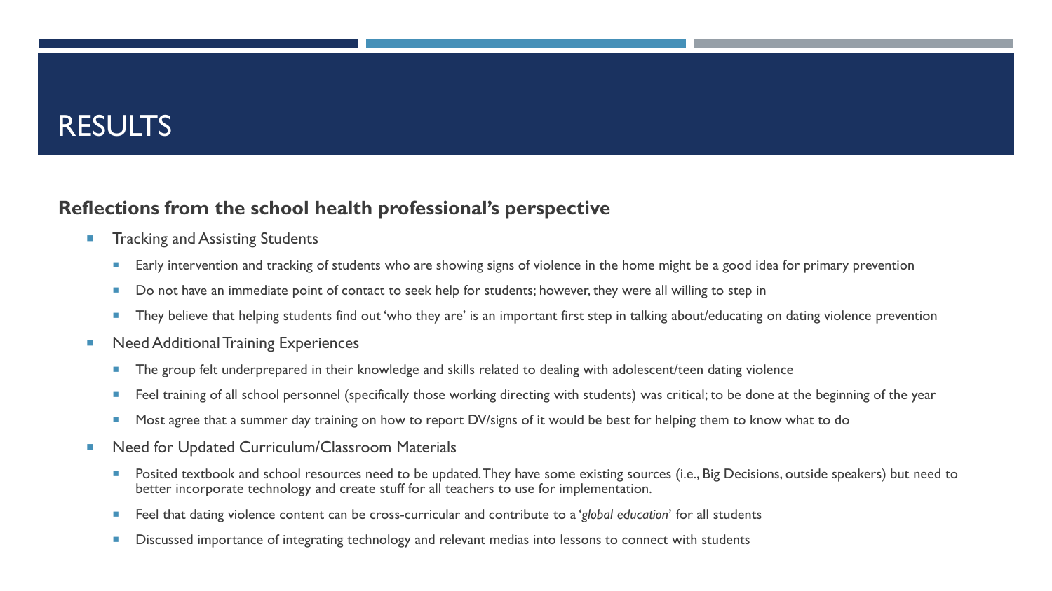# RESULTS

**Reflections from the school health professional's perspective**

- Tracking and Assisting Students
  - Early intervention and tracking of students who are showing signs of violence in the home might be a good idea for primary prevention
  - Do not have an immediate point of contact to seek help for students; however, they were all willing to step in
  - They believe that helping students find out 'who they are' is an important first step in talking about/educating on dating violence prevention
- Need Additional Training Experiences
  - The group felt underprepared in their knowledge and skills related to dealing with adolescent/teen dating violence
  - Feel training of all school personnel (specifically those working directing with students) was critical; to be done at the beginning of the year
  - Most agree that a summer day training on how to report DV/signs of it would be best for helping them to know what to do
- Need for Updated Curriculum/Classroom Materials
  - Posited textbook and school resources need to be updated. They have some existing sources (i.e., Big Decisions, outside speakers) but need to better incorporate technology and create stuff for all teachers to use for implementation.
  - Feel that dating violence content can be cross-curricular and contribute to a '*global education*' for all students
  - Discussed importance of integrating technology and relevant medias into lessons to connect with students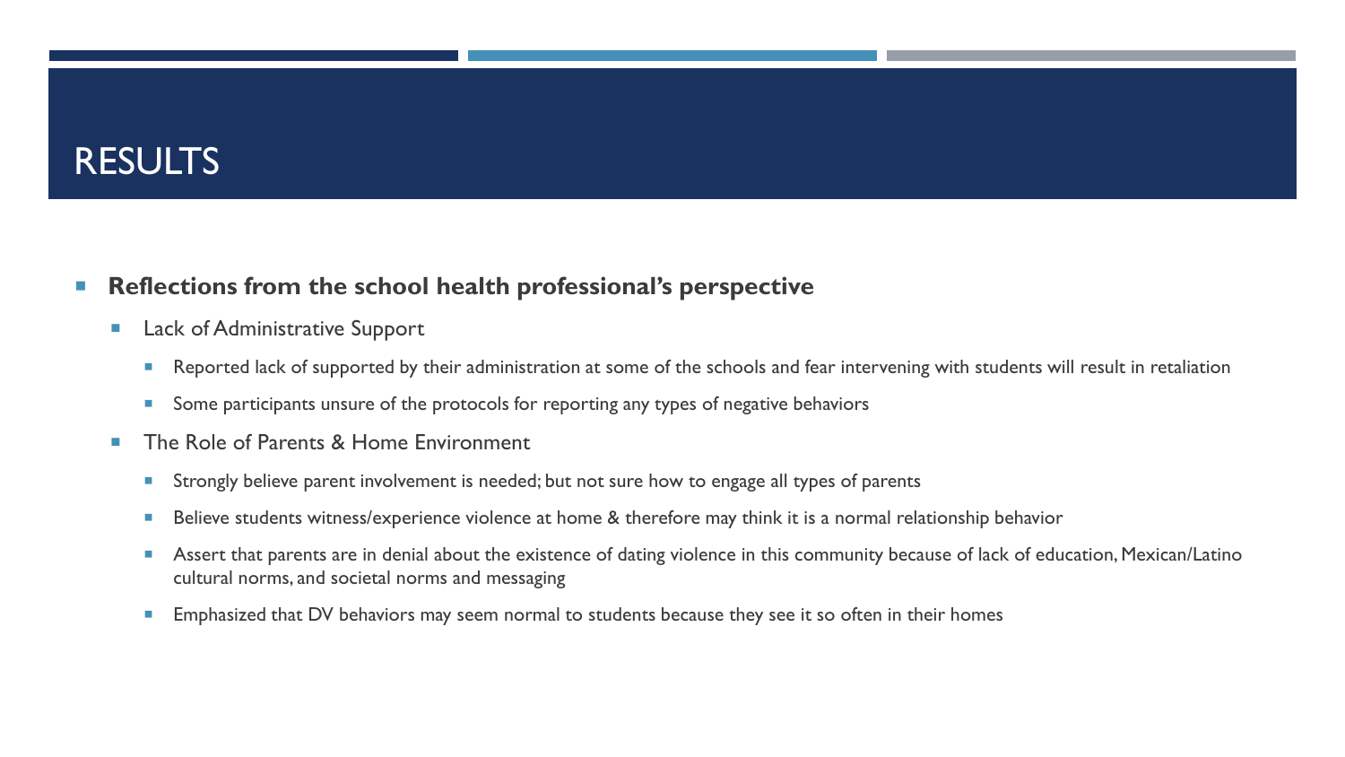# RESULTS

- **Reflections from the school health professional's perspective**
  - Lack of Administrative Support
    - Reported lack of supported by their administration at some of the schools and fear intervening with students will result in retaliation
    - Some participants unsure of the protocols for reporting any types of negative behaviors
  - The Role of Parents & Home Environment
    - Strongly believe parent involvement is needed; but not sure how to engage all types of parents
    - Believe students witness/experience violence at home & therefore may think it is a normal relationship behavior
    - Assert that parents are in denial about the existence of dating violence in this community because of lack of education, Mexican/Latino cultural norms, and societal norms and messaging
    - Emphasized that DV behaviors may seem normal to students because they see it so often in their homes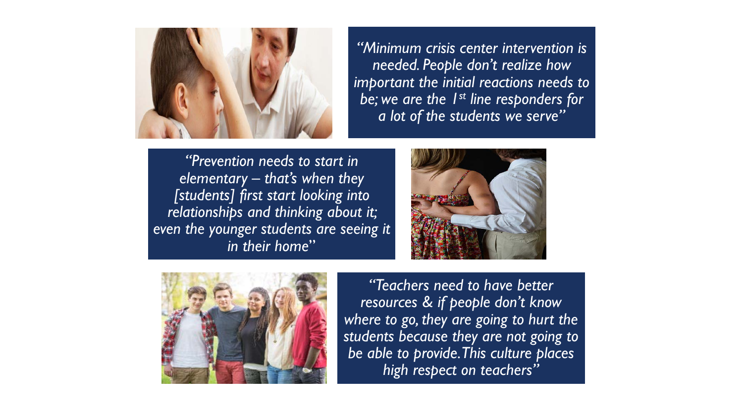*"Minimum crisis center intervention is needed. People don't realize how important the initial reactions needs to be; we are the 1st line responders for a lot of the students we serve"*

*"Prevention needs to start in elementary – that's when they [students] first start looking into relationships and thinking about it; even the younger students are seeing it in their home"*

*"Teachers need to have better resources & if people don't know where to go, they are going to hurt the students because they are not going to be able to provide. This culture places high respect on teachers"*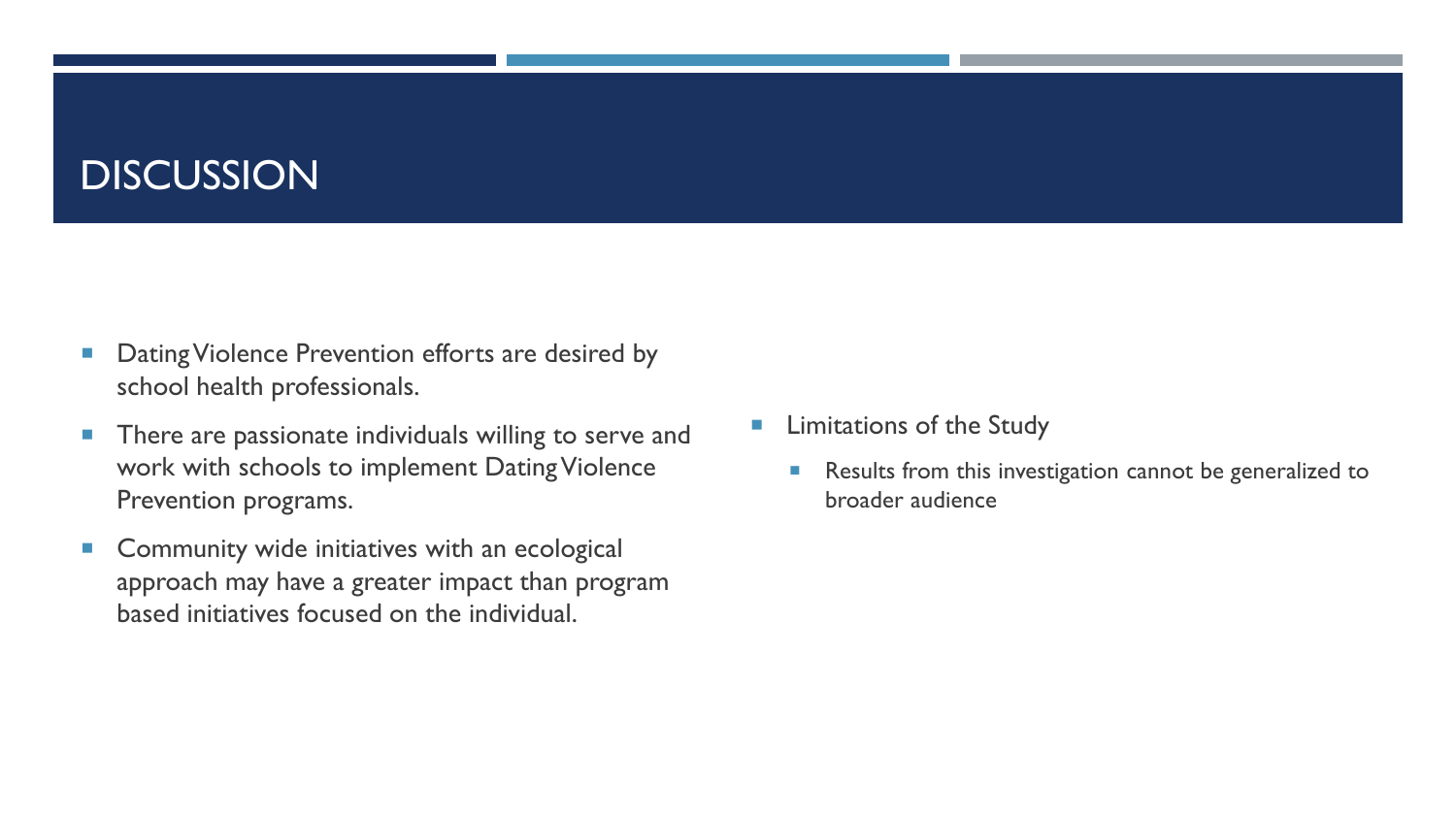# DISCUSSION

- Dating Violence Prevention efforts are desired by school health professionals.
- There are passionate individuals willing to serve and work with schools to implement Dating Violence Prevention programs.
- Community wide initiatives with an ecological approach may have a greater impact than program based initiatives focused on the individual.

- Limitations of the Study
  - Results from this investigation cannot be generalized to broader audience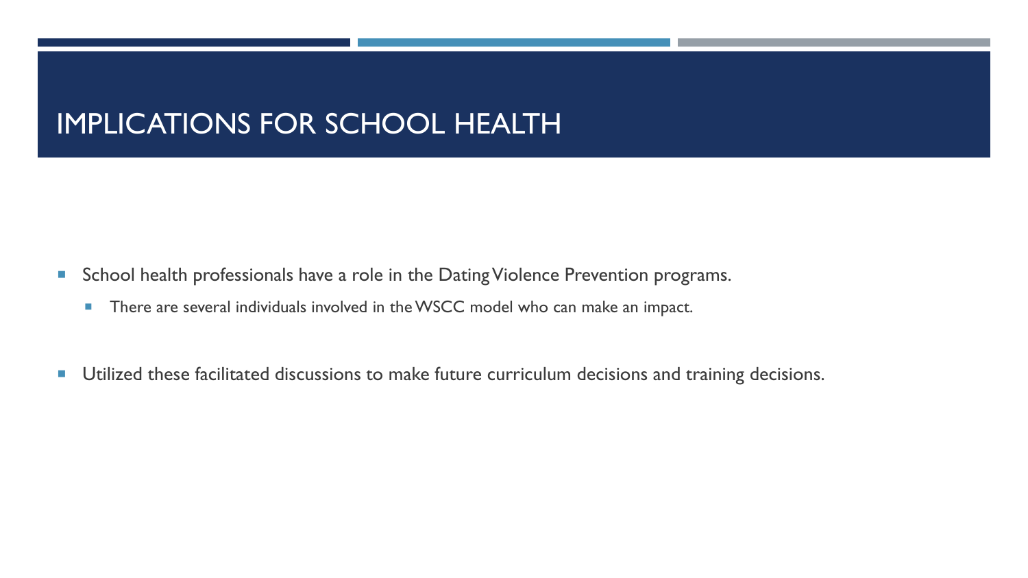# IMPLICATIONS FOR SCHOOL HEALTH

- School health professionals have a role in the Dating Violence Prevention programs.
  - There are several individuals involved in the WSCC model who can make an impact.
- Utilized these facilitated discussions to make future curriculum decisions and training decisions.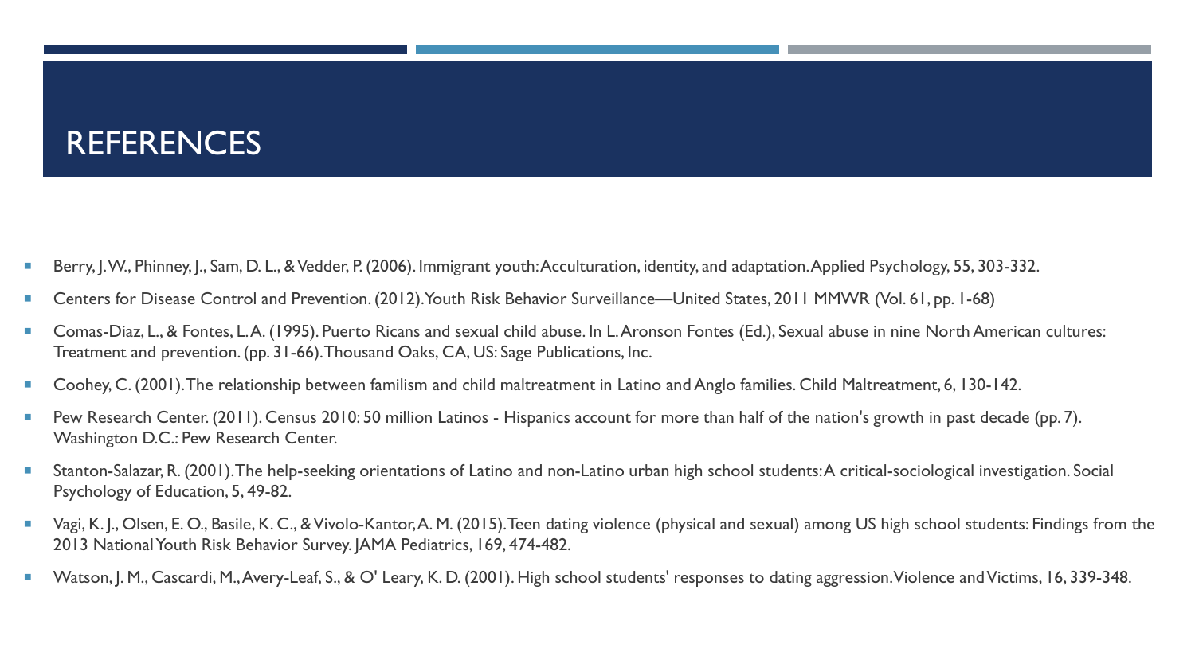# REFERENCES

- Berry, J. W., Phinney, J., Sam, D. L., & Vedder, P. (2006). Immigrant youth: Acculturation, identity, and adaptation. Applied Psychology, 55, 303-332.
- Centers for Disease Control and Prevention. (2012). Youth Risk Behavior Surveillance—United States, 2011 MMWR (Vol. 61, pp. 1-68)
- Comas-Diaz, L., & Fontes, L. A. (1995). Puerto Ricans and sexual child abuse. In L. Aronson Fontes (Ed.), Sexual abuse in nine North American cultures: Treatment and prevention. (pp. 31-66). Thousand Oaks, CA, US: Sage Publications, Inc.
- Coohey, C. (2001). The relationship between familism and child maltreatment in Latino and Anglo families. Child Maltreatment, 6, 130-142.
- Pew Research Center. (2011). Census 2010: 50 million Latinos - Hispanics account for more than half of the nation's growth in past decade (pp. 7). Washington D.C.: Pew Research Center.
- Stanton-Salazar, R. (2001). The help-seeking orientations of Latino and non-Latino urban high school students: A critical-sociological investigation. Social Psychology of Education, 5, 49-82.
- Vagi, K. J., Olsen, E. O., Basile, K. C., & Vivolo-Kantor, A. M. (2015). Teen dating violence (physical and sexual) among US high school students: Findings from the 2013 National Youth Risk Behavior Survey. JAMA Pediatrics, 169, 474-482.
- Watson, J. M., Cascardi, M., Avery-Leaf, S., & O' Leary, K. D. (2001). High school students' responses to dating aggression. Violence and Victims, 16, 339-348.